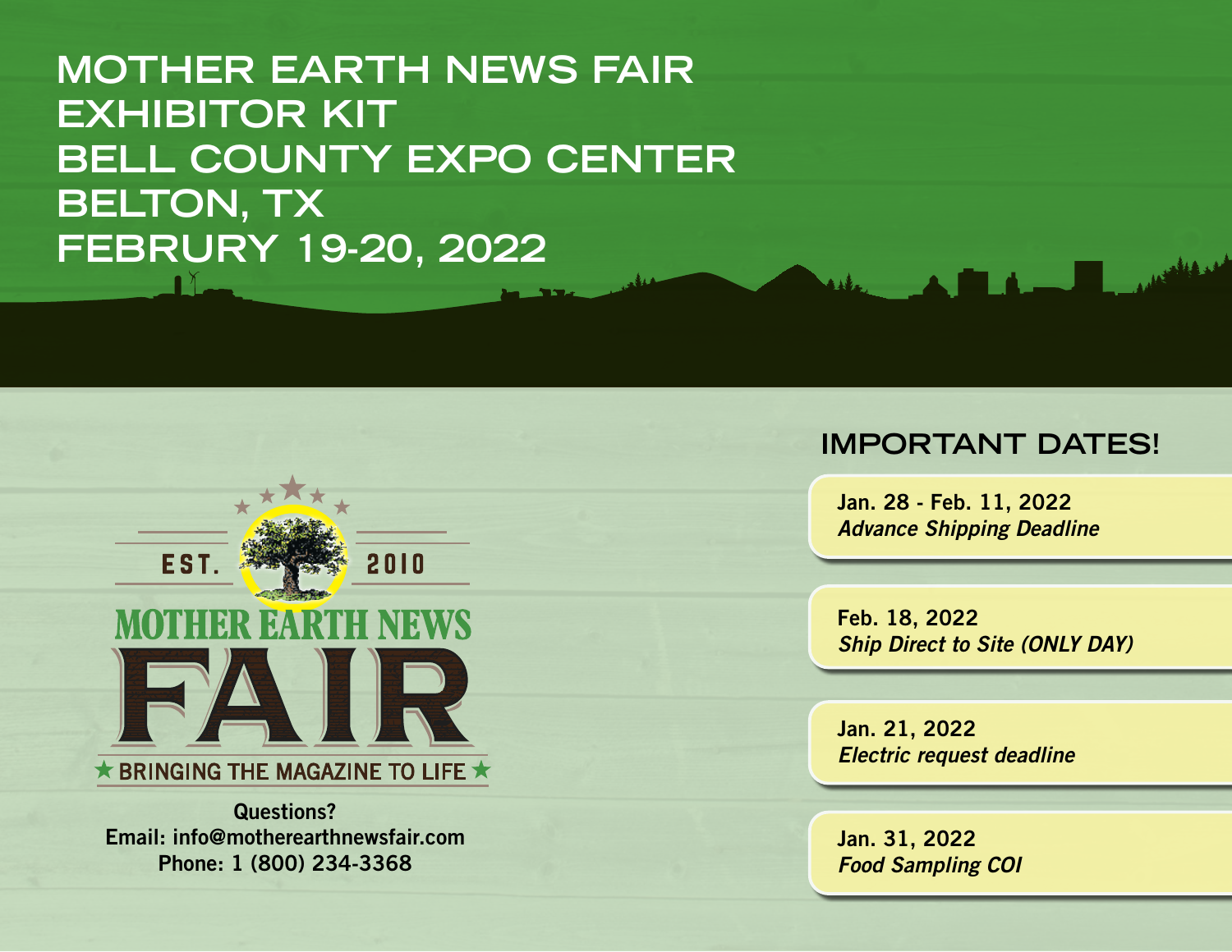# MOTHER EARTH NEWS FAIR EXHIBITOR KIT BELL COUNTY EXPO CENTER BELTON, TX FEBRURY 19-20, 2022

EST. 2010

MOTHER EARTH NEWS FAIR

★ BRINGING THE MAGAZINE TO LIFE ★

**Questions?**
**Email: info@motherearthnewsfair.com**
**Phone: 1 (800) 234-3368**

## IMPORTANT DATES!

**Jan. 28 - Feb. 11, 2022**
***Advance Shipping Deadline***

**Feb. 18, 2022**
***Ship Direct to Site (ONLY DAY)***

**Jan. 21, 2022**
***Electric request deadline***

**Jan. 31, 2022**
***Food Sampling COI***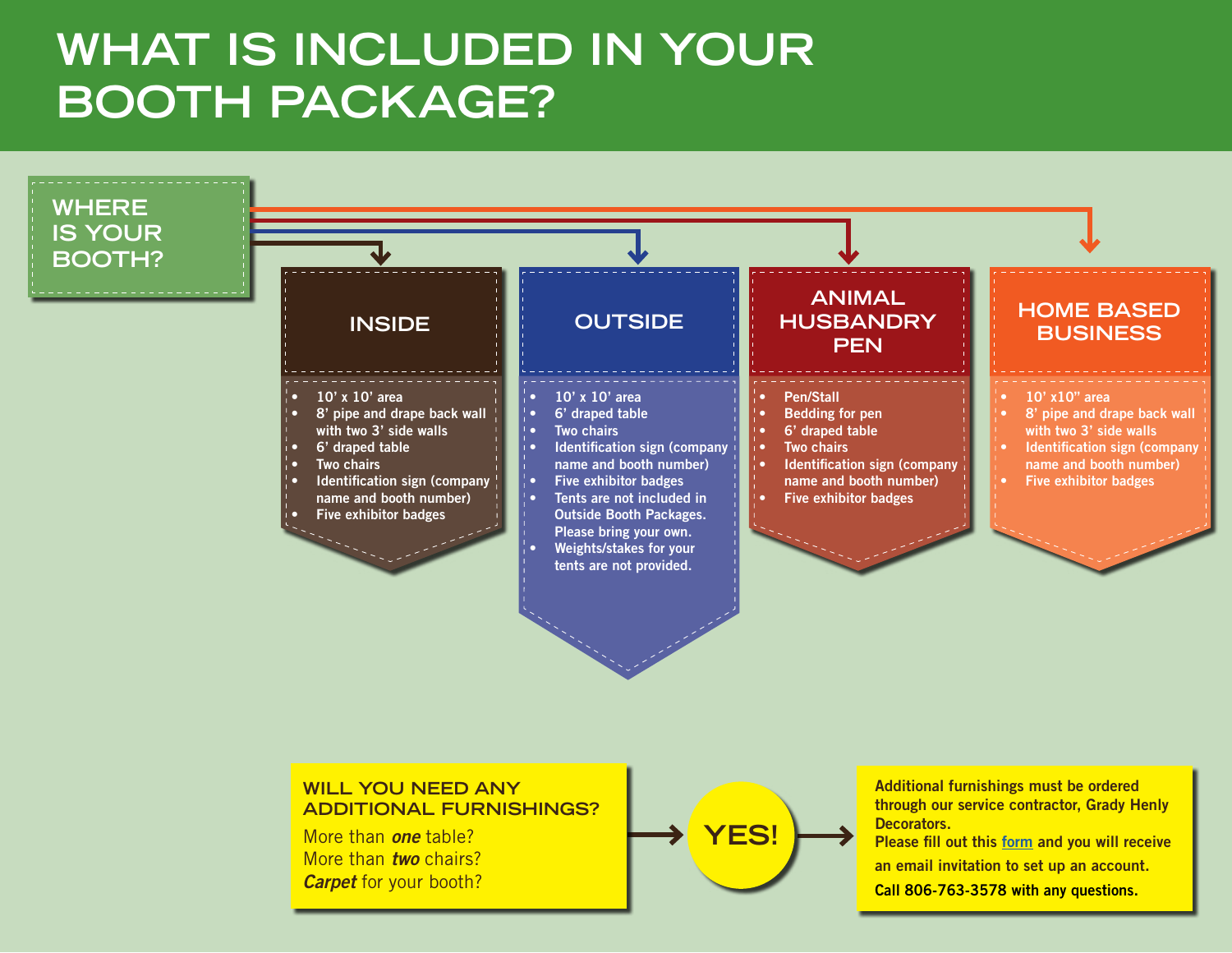# WHAT IS INCLUDED IN YOUR BOOTH PACKAGE?

## WHERE IS YOUR BOOTH?

### INSIDE

- 10' x 10' area
- 8' pipe and drape back wall with two 3' side walls
- 6' draped table
- Two chairs
- Identification sign (company name and booth number)
- Five exhibitor badges

### OUTSIDE

- 10' x 10' area
- 6' draped table
- Two chairs
- Identification sign (company name and booth number)
- Five exhibitor badges
- Tents are not included in Outside Booth Packages. Please bring your own.
- Weights/stakes for your tents are not provided.

### ANIMAL HUSBANDRY PEN

- Pen/Stall
- Bedding for pen
- 6' draped table
- Two chairs
- Identification sign (company name and booth number)
- Five exhibitor badges

### HOME BASED BUSINESS

- 10' x10" area
- 8' pipe and drape back wall with two 3' side walls
- Identification sign (company name and booth number)
- Five exhibitor badges

## WILL YOU NEED ANY ADDITIONAL FURNISHINGS?

More than ***one*** table?
More than ***two*** chairs?
***Carpet*** for your booth?

**YES!**

Additional furnishings must be ordered through our service contractor, Grady Henly Decorators.
Please fill out this form and you will receive an email invitation to set up an account.
Call 806-763-3578 with any questions.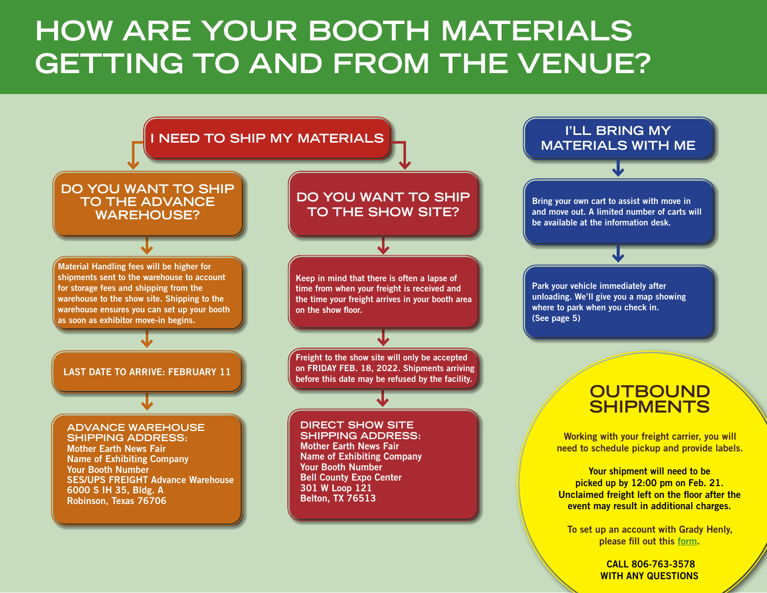# HOW ARE YOUR BOOTH MATERIALS GETTING TO AND FROM THE VENUE?

## I NEED TO SHIP MY MATERIALS

### DO YOU WANT TO SHIP TO THE ADVANCE WAREHOUSE?

Material Handling fees will be higher for shipments sent to the warehouse to account for storage fees and shipping from the warehouse to the show site. Shipping to the warehouse ensures you can set up your booth as soon as exhibitor move-in begins.

**LAST DATE TO ARRIVE: FEBRUARY 11**

**ADVANCE WAREHOUSE SHIPPING ADDRESS:**
Mother Earth News Fair
Name of Exhibiting Company
Your Booth Number
SES/UPS FREIGHT Advance Warehouse
6000 S IH 35, Bldg. A
Robinson, Texas 76706

### DO YOU WANT TO SHIP TO THE SHOW SITE?

Keep in mind that there is often a lapse of time from when your freight is received and the time your freight arrives in your booth area on the show floor.

Freight to the show site will only be accepted on FRIDAY FEB. 18, 2022. Shipments arriving before this date may be refused by the facility.

**DIRECT SHOW SITE SHIPPING ADDRESS:**
Mother Earth News Fair
Name of Exhibiting Company
Your Booth Number
Bell County Expo Center
301 W Loop 121
Belton, TX 76513

## I'LL BRING MY MATERIALS WITH ME

Bring your own cart to assist with move in and move out. A limited number of carts will be available at the information desk.

Park your vehicle immediately after unloading. We'll give you a map showing where to park when you check in. (See page 5)

## OUTBOUND SHIPMENTS

Working with your freight carrier, you will need to schedule pickup and provide labels.

Your shipment will need to be picked up by 12:00 pm on Feb. 21. Unclaimed freight left on the floor after the event may result in additional charges.

To set up an account with Grady Henly, please fill out this form.

**CALL 806-763-3578 WITH ANY QUESTIONS**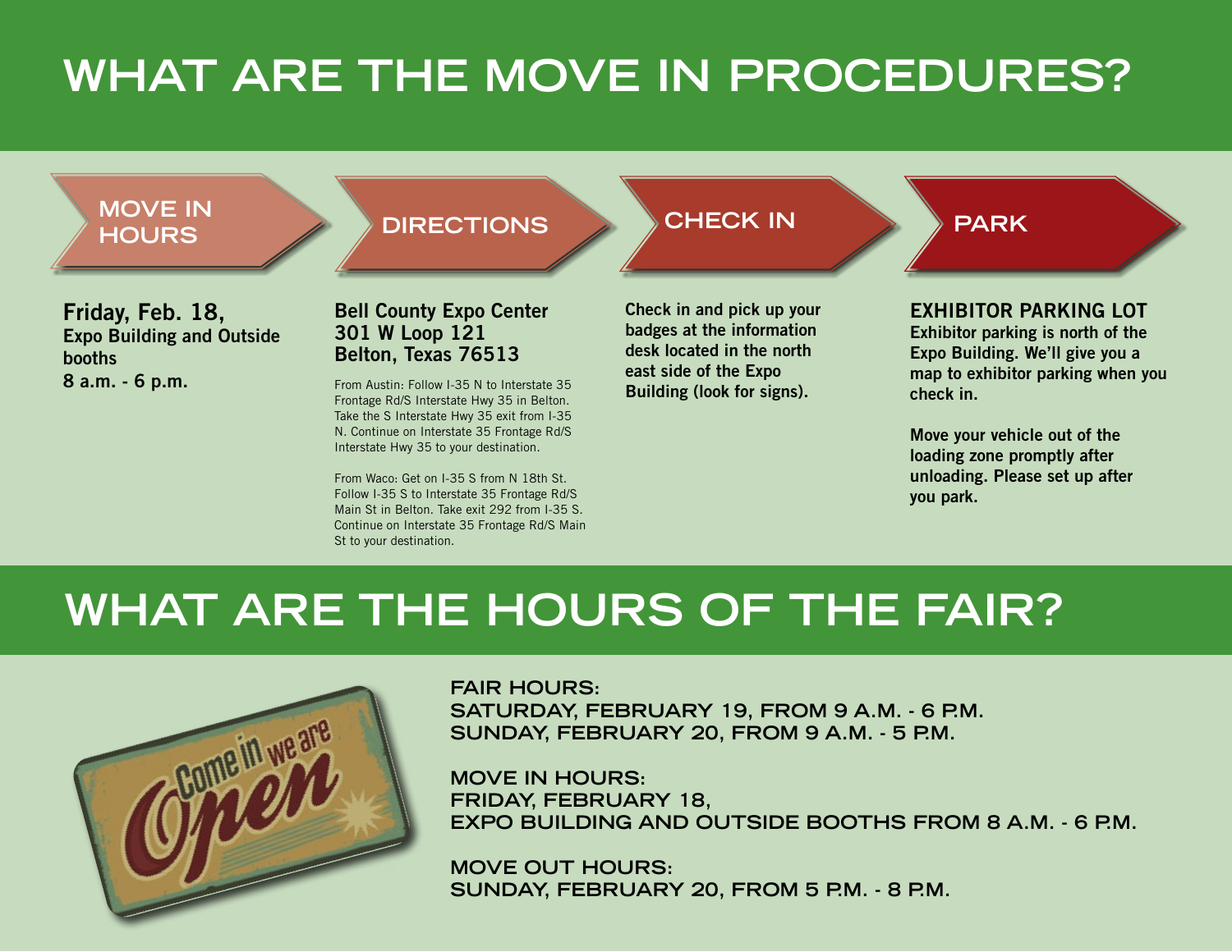# WHAT ARE THE MOVE IN PROCEDURES?

## MOVE IN HOURS

**Friday, Feb. 18,**
**Expo Building and Outside booths**
**8 a.m. - 6 p.m.**

## DIRECTIONS

**Bell County Expo Center**
**301 W Loop 121**
**Belton, Texas 76513**

From Austin: Follow I-35 N to Interstate 35 Frontage Rd/S Interstate Hwy 35 in Belton. Take the S Interstate Hwy 35 exit from I-35 N. Continue on Interstate 35 Frontage Rd/S Interstate Hwy 35 to your destination.

From Waco: Get on I-35 S from N 18th St. Follow I-35 S to Interstate 35 Frontage Rd/S Main St in Belton. Take exit 292 from I-35 S. Continue on Interstate 35 Frontage Rd/S Main St to your destination.

## CHECK IN

**Check in and pick up your badges at the information desk located in the north east side of the Expo Building (look for signs).**

## PARK

**EXHIBITOR PARKING LOT**
**Exhibitor parking is north of the Expo Building. We'll give you a map to exhibitor parking when you check in.**

**Move your vehicle out of the loading zone promptly after unloading. Please set up after you park.**

# WHAT ARE THE HOURS OF THE FAIR?

FAIR HOURS:
SATURDAY, FEBRUARY 19, FROM 9 A.M. - 6 P.M.
SUNDAY, FEBRUARY 20, FROM 9 A.M. - 5 P.M.

MOVE IN HOURS:
FRIDAY, FEBRUARY 18,
EXPO BUILDING AND OUTSIDE BOOTHS FROM 8 A.M. - 6 P.M.

MOVE OUT HOURS:
SUNDAY, FEBRUARY 20, FROM 5 P.M. - 8 P.M.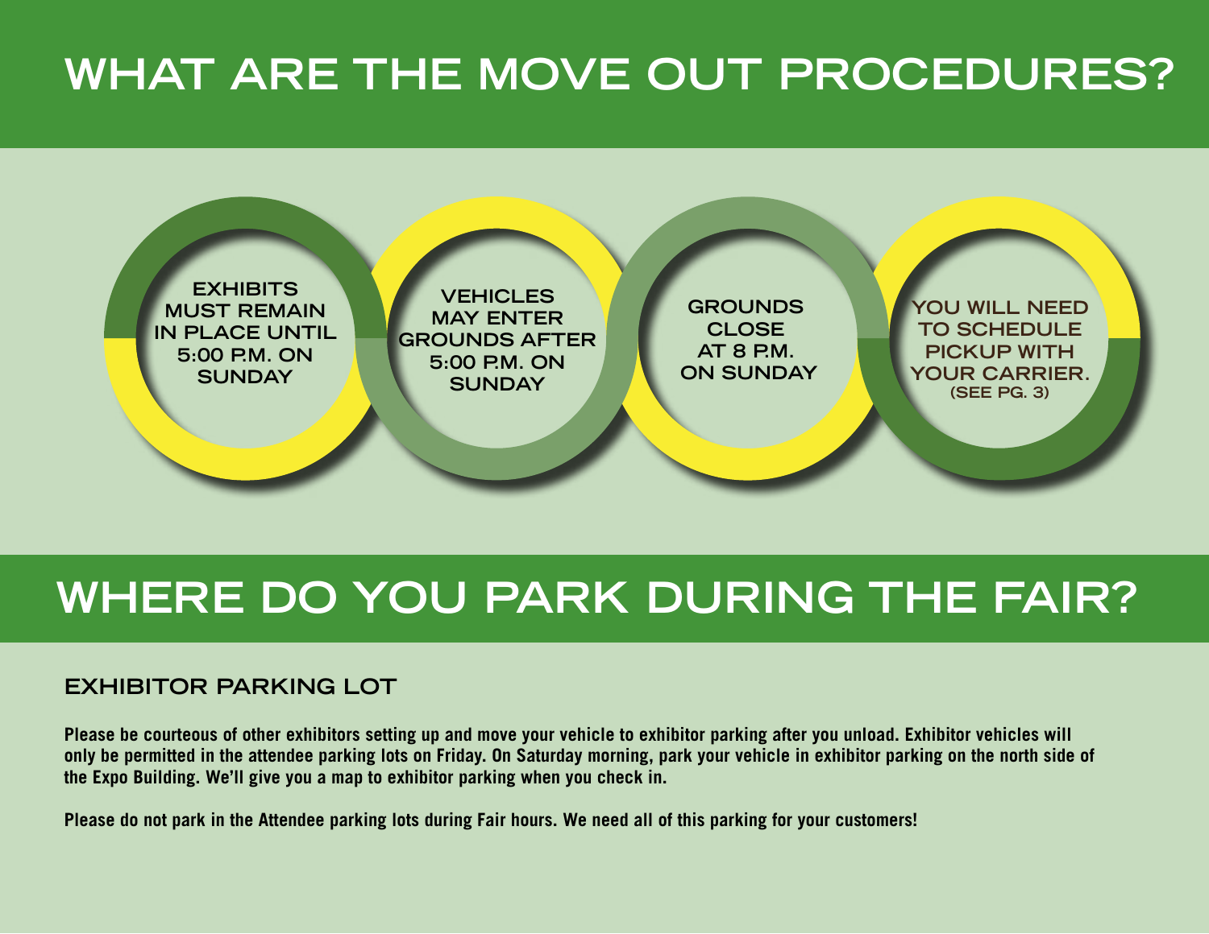# WHAT ARE THE MOVE OUT PROCEDURES?

- EXHIBITS MUST REMAIN IN PLACE UNTIL 5:00 P.M. ON SUNDAY
- VEHICLES MAY ENTER GROUNDS AFTER 5:00 P.M. ON SUNDAY
- GROUNDS CLOSE AT 8 P.M. ON SUNDAY
- YOU WILL NEED TO SCHEDULE PICKUP WITH YOUR CARRIER. (SEE PG. 3)

# WHERE DO YOU PARK DURING THE FAIR?

## EXHIBITOR PARKING LOT

**Please be courteous of other exhibitors setting up and move your vehicle to exhibitor parking after you unload. Exhibitor vehicles will only be permitted in the attendee parking lots on Friday. On Saturday morning, park your vehicle in exhibitor parking on the north side of the Expo Building. We'll give you a map to exhibitor parking when you check in.**

**Please do not park in the Attendee parking lots during Fair hours. We need all of this parking for your customers!**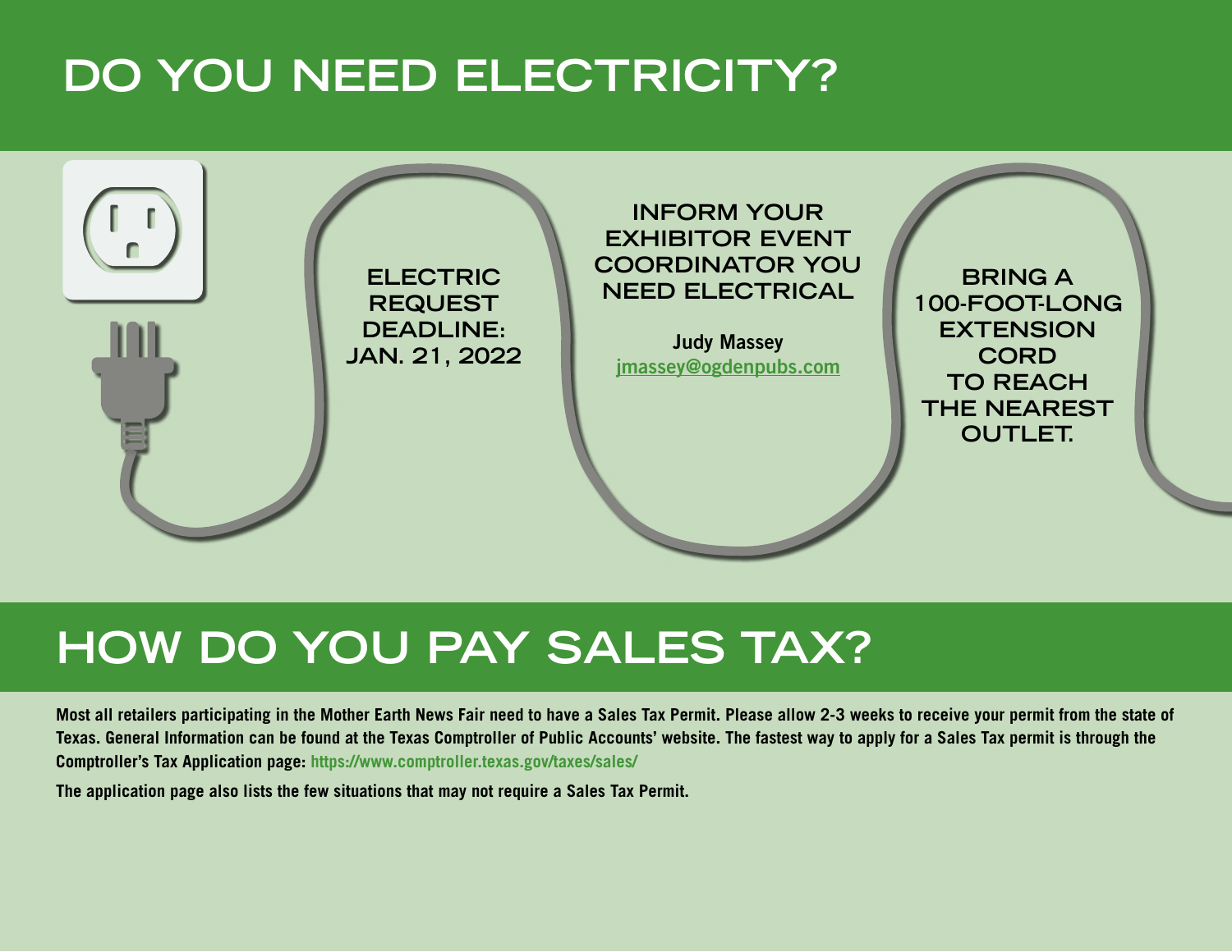# DO YOU NEED ELECTRICITY?

ELECTRIC REQUEST DEADLINE: JAN. 21, 2022

INFORM YOUR EXHIBITOR EVENT COORDINATOR YOU NEED ELECTRICAL

**Judy Massey**
[jmassey@ogdenpubs.com](mailto:jmassey@ogdenpubs.com)

BRING A 100-FOOT-LONG EXTENSION CORD TO REACH THE NEAREST OUTLET.

# HOW DO YOU PAY SALES TAX?

**Most all retailers participating in the Mother Earth News Fair need to have a Sales Tax Permit. Please allow 2-3 weeks to receive your permit from the state of Texas. General Information can be found at the Texas Comptroller of Public Accounts' website. The fastest way to apply for a Sales Tax permit is through the Comptroller's Tax Application page: https://www.comptroller.texas.gov/taxes/sales/**

**The application page also lists the few situations that may not require a Sales Tax Permit.**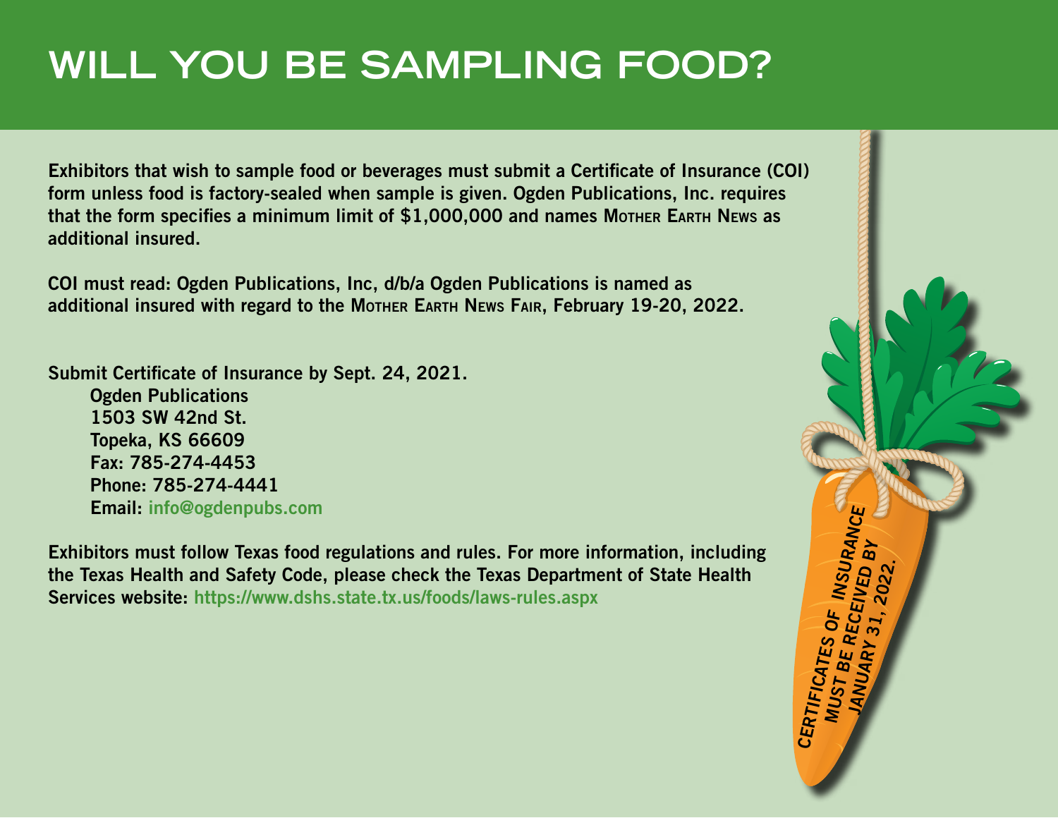# WILL YOU BE SAMPLING FOOD?

**Exhibitors that wish to sample food or beverages must submit a Certificate of Insurance (COI) form unless food is factory-sealed when sample is given. Ogden Publications, Inc. requires that the form specifies a minimum limit of $1,000,000 and names Mother Earth News as additional insured.**

**COI must read: Ogden Publications, Inc, d/b/a Ogden Publications is named as additional insured with regard to the Mother Earth News Fair, February 19-20, 2022.**

**Submit Certificate of Insurance by Sept. 24, 2021.**

**Ogden Publications**
**1503 SW 42nd St.**
**Topeka, KS 66609**
**Fax: 785-274-4453**
**Phone: 785-274-4441**
**Email: info@ogdenpubs.com**

**Exhibitors must follow Texas food regulations and rules. For more information, including the Texas Health and Safety Code, please check the Texas Department of State Health Services website: https://www.dshs.state.tx.us/foods/laws-rules.aspx**

**CERTIFICATES OF INSURANCE MUST BE RECEIVED BY JANUARY 31, 2022.**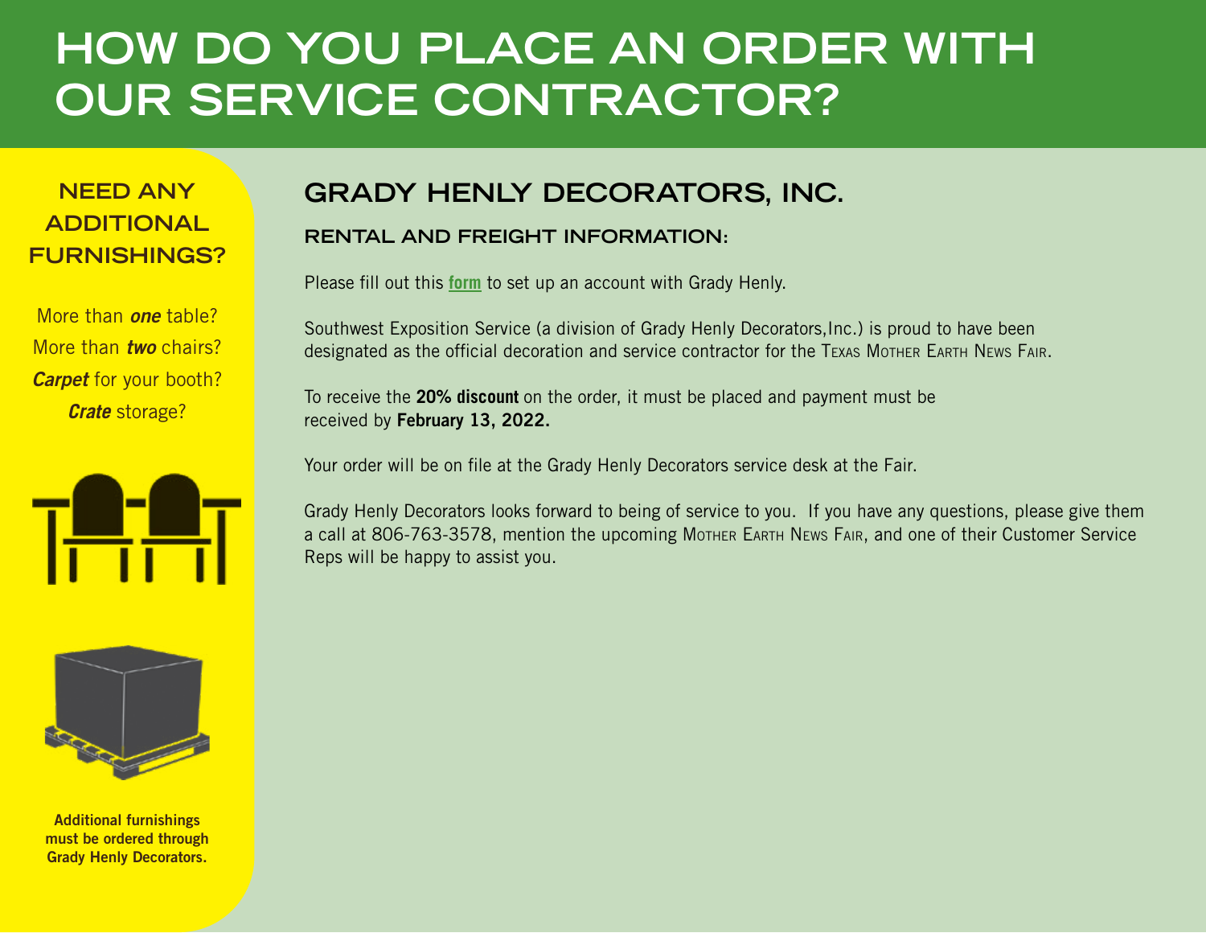# HOW DO YOU PLACE AN ORDER WITH OUR SERVICE CONTRACTOR?

## NEED ANY ADDITIONAL FURNISHINGS?

More than ***one*** table?
More than ***two*** chairs?
***Carpet*** for your booth?
***Crate*** storage?

**Additional furnishings must be ordered through Grady Henly Decorators.**

## GRADY HENLY DECORATORS, INC.

### RENTAL AND FREIGHT INFORMATION:

Please fill out this **form** to set up an account with Grady Henly.

Southwest Exposition Service (a division of Grady Henly Decorators,Inc.) is proud to have been designated as the official decoration and service contractor for the Texas Mother Earth News Fair.

To receive the **20% discount** on the order, it must be placed and payment must be received by **February 13, 2022.**

Your order will be on file at the Grady Henly Decorators service desk at the Fair.

Grady Henly Decorators looks forward to being of service to you. If you have any questions, please give them a call at 806-763-3578, mention the upcoming Mother Earth News Fair, and one of their Customer Service Reps will be happy to assist you.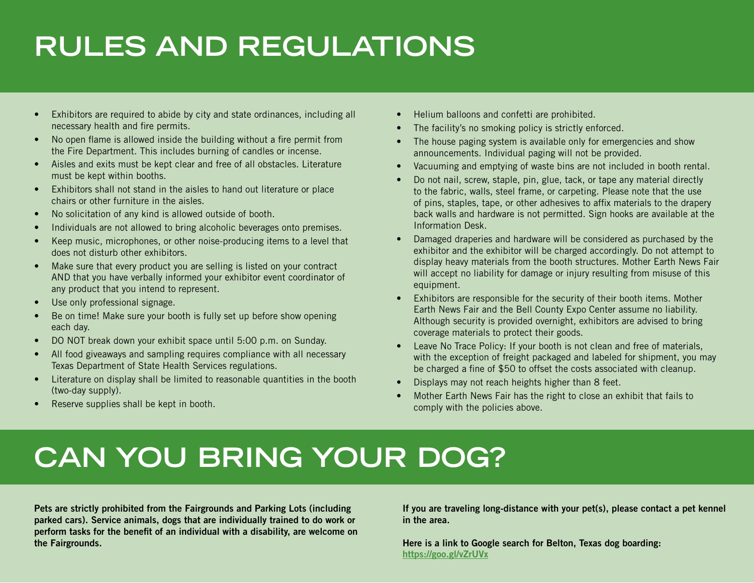# RULES AND REGULATIONS

- Exhibitors are required to abide by city and state ordinances, including all necessary health and fire permits.
- No open flame is allowed inside the building without a fire permit from the Fire Department. This includes burning of candles or incense.
- Aisles and exits must be kept clear and free of all obstacles. Literature must be kept within booths.
- Exhibitors shall not stand in the aisles to hand out literature or place chairs or other furniture in the aisles.
- No solicitation of any kind is allowed outside of booth.
- Individuals are not allowed to bring alcoholic beverages onto premises.
- Keep music, microphones, or other noise-producing items to a level that does not disturb other exhibitors.
- Make sure that every product you are selling is listed on your contract AND that you have verbally informed your exhibitor event coordinator of any product that you intend to represent.
- Use only professional signage.
- Be on time! Make sure your booth is fully set up before show opening each day.
- DO NOT break down your exhibit space until 5:00 p.m. on Sunday.
- All food giveaways and sampling requires compliance with all necessary Texas Department of State Health Services regulations.
- Literature on display shall be limited to reasonable quantities in the booth (two-day supply).
- Reserve supplies shall be kept in booth.
- Helium balloons and confetti are prohibited.
- The facility's no smoking policy is strictly enforced.
- The house paging system is available only for emergencies and show announcements. Individual paging will not be provided.
- Vacuuming and emptying of waste bins are not included in booth rental.
- Do not nail, screw, staple, pin, glue, tack, or tape any material directly to the fabric, walls, steel frame, or carpeting. Please note that the use of pins, staples, tape, or other adhesives to affix materials to the drapery back walls and hardware is not permitted. Sign hooks are available at the Information Desk.
- Damaged draperies and hardware will be considered as purchased by the exhibitor and the exhibitor will be charged accordingly. Do not attempt to display heavy materials from the booth structures. Mother Earth News Fair will accept no liability for damage or injury resulting from misuse of this equipment.
- Exhibitors are responsible for the security of their booth items. Mother Earth News Fair and the Bell County Expo Center assume no liability. Although security is provided overnight, exhibitors are advised to bring coverage materials to protect their goods.
- Leave No Trace Policy: If your booth is not clean and free of materials, with the exception of freight packaged and labeled for shipment, you may be charged a fine of $50 to offset the costs associated with cleanup.
- Displays may not reach heights higher than 8 feet.
- Mother Earth News Fair has the right to close an exhibit that fails to comply with the policies above.

# CAN YOU BRING YOUR DOG?

**Pets are strictly prohibited from the Fairgrounds and Parking Lots (including parked cars). Service animals, dogs that are individually trained to do work or perform tasks for the benefit of an individual with a disability, are welcome on the Fairgrounds.**

**If you are traveling long-distance with your pet(s), please contact a pet kennel in the area.**

**Here is a link to Google search for Belton, Texas dog boarding: https://goo.gl/vZrUVx**